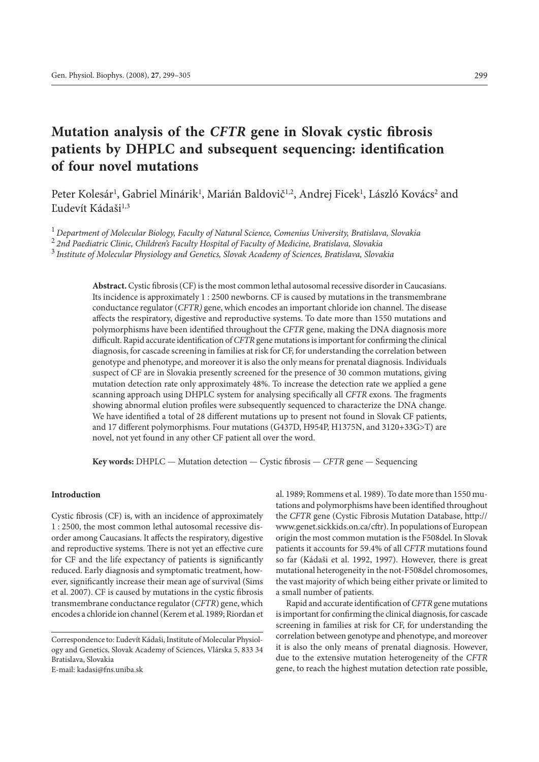# Mutation analysis of the *CFTR* gene in Slovak cystic fibrosis patients by DHPLC and subsequent sequencing: identification of four novel mutations

Peter Kolesár[1], Gabriel Minárik[1], Marián Baldovič[1,2], Andrej Ficek[1], László Kovács[2] and Ľudevít Kádaši[1,3]

[1] *Department of Molecular Biology, Faculty of Natural Science, Comenius University, Bratislava, Slovakia*
[2] *2nd Paediatric Clinic, Children's Faculty Hospital of Faculty of Medicine, Bratislava, Slovakia*
[3] *Institute of Molecular Physiology and Genetics, Slovak Academy of Sciences, Bratislava, Slovakia*

**Abstract.** Cystic fibrosis (CF) is the most common lethal autosomal recessive disorder in Caucasians. Its incidence is approximately 1 : 2500 newborns. CF is caused by mutations in the transmembrane conductance regulator (*CFTR)* gene, which encodes an important chloride ion channel. The disease affects the respiratory, digestive and reproductive systems. To date more than 1550 mutations and polymorphisms have been identified throughout the *CFTR* gene, making the DNA diagnosis more difficult. Rapid accurate identification of *CFTR* gene mutations is important for confirming the clinical diagnosis, for cascade screening in families at risk for CF, for understanding the correlation between genotype and phenotype, and moreover it is also the only means for prenatal diagnosis. Individuals suspect of CF are in Slovakia presently screened for the presence of 30 common mutations, giving mutation detection rate only approximately 48%. To increase the detection rate we applied a gene scanning approach using DHPLC system for analysing specifically all *CFTR* exons. The fragments showing abnormal elution profiles were subsequently sequenced to characterize the DNA change. We have identified a total of 28 different mutations up to present not found in Slovak CF patients, and 17 different polymorphisms. Four mutations (G437D, H954P, H1375N, and 3120+33G>T) are novel, not yet found in any other CF patient all over the word.

**Key words:** DHPLC — Mutation detection — Cystic fibrosis — *CFTR* gene — Sequencing

## Introduction

Cystic fibrosis (CF) is, with an incidence of approximately 1 : 2500, the most common lethal autosomal recessive disorder among Caucasians. It affects the respiratory, digestive and reproductive systems. There is not yet an effective cure for CF and the life expectancy of patients is significantly reduced. Early diagnosis and symptomatic treatment, however, significantly increase their mean age of survival (Sims et al. 2007). CF is caused by mutations in the cystic fibrosis transmembrane conductance regulator (*CFTR*) gene, which encodes a chloride ion channel (Kerem et al. 1989; Riordan et al. 1989; Rommens et al. 1989). To date more than 1550 mutations and polymorphisms have been identified throughout the *CFTR* gene (Cystic Fibrosis Mutation Database, http://www.genet.sickkids.on.ca/cftr). In populations of European origin the most common mutation is the F508del. In Slovak patients it accounts for 59.4% of all *CFTR* mutations found so far (Kádaši et al. 1992, 1997). However, there is great mutational heterogeneity in the not-F508del chromosomes, the vast majority of which being either private or limited to a small number of patients.

Rapid and accurate identification of *CFTR* gene mutations is important for confirming the clinical diagnosis, for cascade screening in families at risk for CF, for understanding the correlation between genotype and phenotype, and moreover it is also the only means of prenatal diagnosis. However, due to the extensive mutation heterogeneity of the *CFTR* gene, to reach the highest mutation detection rate possible,

Correspondence to: Ľudevít Kádaši, Institute of Molecular Physiology and Genetics, Slovak Academy of Sciences, Vlárska 5, 833 34 Bratislava, Slovakia
E-mail: kadasi@fns.uniba.sk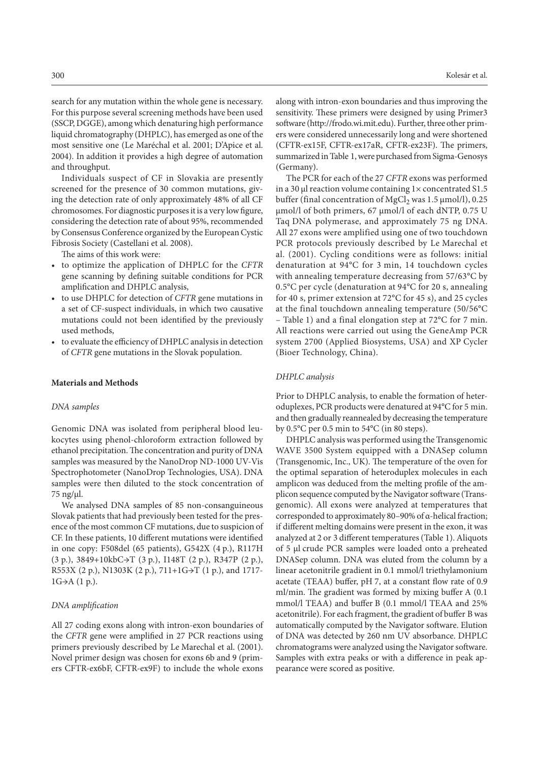search for any mutation within the whole gene is necessary. For this purpose several screening methods have been used (SSCP, DGGE), among which denaturing high performance liquid chromatography (DHPLC), has emerged as one of the most sensitive one (Le Maréchal et al. 2001; D'Apice et al. 2004). In addition it provides a high degree of automation and throughput.

Individuals suspect of CF in Slovakia are presently screened for the presence of 30 common mutations, giving the detection rate of only approximately 48% of all CF chromosomes. For diagnostic purposes it is a very low figure, considering the detection rate of about 95%, recommended by Consensus Conference organized by the European Cystic Fibrosis Society (Castellani et al. 2008).

The aims of this work were:

- to optimize the application of DHPLC for the *CFTR* gene scanning by defining suitable conditions for PCR amplification and DHPLC analysis,
- to use DHPLC for detection of *CFTR* gene mutations in a set of CF-suspect individuals, in which two causative mutations could not been identified by the previously used methods,
- to evaluate the efficiency of DHPLC analysis in detection of *CFTR* gene mutations in the Slovak population.

## Materials and Methods

### DNA samples

Genomic DNA was isolated from peripheral blood leukocytes using phenol-chloroform extraction followed by ethanol precipitation. The concentration and purity of DNA samples was measured by the NanoDrop ND-1000 UV-Vis Spectrophotometer (NanoDrop Technologies, USA). DNA samples were then diluted to the stock concentration of 75 ng/μl.

We analysed DNA samples of 85 non-consanguineous Slovak patients that had previously been tested for the presence of the most common CF mutations, due to suspicion of CF. In these patients, 10 different mutations were identified in one copy: F508del (65 patients), G542X (4 p.), R117H (3 p.), 3849+10kbC→T (3 p.), I148T (2 p.), R347P (2 p.), R553X (2 p.), N1303K (2 p.), 711+1G→T (1 p.), and 1717-1G→A (1 p.).

### DNA amplification

All 27 coding exons along with intron-exon boundaries of the *CFTR* gene were amplified in 27 PCR reactions using primers previously described by Le Marechal et al. (2001). Novel primer design was chosen for exons 6b and 9 (primers CFTR-ex6bF, CFTR-ex9F) to include the whole exons along with intron-exon boundaries and thus improving the sensitivity. These primers were designed by using Primer3 software (http://frodo.wi.mit.edu). Further, three other primers were considered unnecessarily long and were shortened (CFTR-ex15F, CFTR-ex17aR, CFTR-ex23F). The primers, summarized in Table 1, were purchased from Sigma-Genosys (Germany).

The PCR for each of the 27 *CFTR* exons was performed in a 30 μl reaction volume containing 1× concentrated S1.5 buffer (final concentration of $MgCl_2$ was 1.5 μmol/l), 0.25 μmol/l of both primers, 67 μmol/l of each dNTP, 0.75 U Taq DNA polymerase, and approximately 75 ng DNA. All 27 exons were amplified using one of two touchdown PCR protocols previously described by Le Marechal et al. (2001). Cycling conditions were as follows: initial denaturation at 94°C for 3 min, 14 touchdown cycles with annealing temperature decreasing from 57/63°C by 0.5°C per cycle (denaturation at 94°C for 20 s, annealing for 40 s, primer extension at 72°C for 45 s), and 25 cycles at the final touchdown annealing temperature (50/56°C – Table 1) and a final elongation step at 72°C for 7 min. All reactions were carried out using the GeneAmp PCR system 2700 (Applied Biosystems, USA) and XP Cycler (Bioer Technology, China).

### DHPLC analysis

Prior to DHPLC analysis, to enable the formation of heteroduplexes, PCR products were denatured at 94°C for 5 min. and then gradually reannealed by decreasing the temperature by 0.5°C per 0.5 min to 54°C (in 80 steps).

DHPLC analysis was performed using the Transgenomic WAVE 3500 System equipped with a DNASep column (Transgenomic, Inc., UK). The temperature of the oven for the optimal separation of heteroduplex molecules in each amplicon was deduced from the melting profile of the amplicon sequence computed by the Navigator software (Transgenomic). All exons were analyzed at temperatures that corresponded to approximately 80–90% of α-helical fraction; if different melting domains were present in the exon, it was analyzed at 2 or 3 different temperatures (Table 1). Aliquots of 5 μl crude PCR samples were loaded onto a preheated DNASep column. DNA was eluted from the column by a linear acetonitrile gradient in 0.1 mmol/l triethylamonium acetate (TEAA) buffer, pH 7, at a constant flow rate of 0.9 ml/min. The gradient was formed by mixing buffer A (0.1 mmol/l TEAA) and buffer B (0.1 mmol/l TEAA and 25% acetonitrile). For each fragment, the gradient of buffer B was automatically computed by the Navigator software. Elution of DNA was detected by 260 nm UV absorbance. DHPLC chromatograms were analyzed using the Navigator software. Samples with extra peaks or with a difference in peak appearance were scored as positive.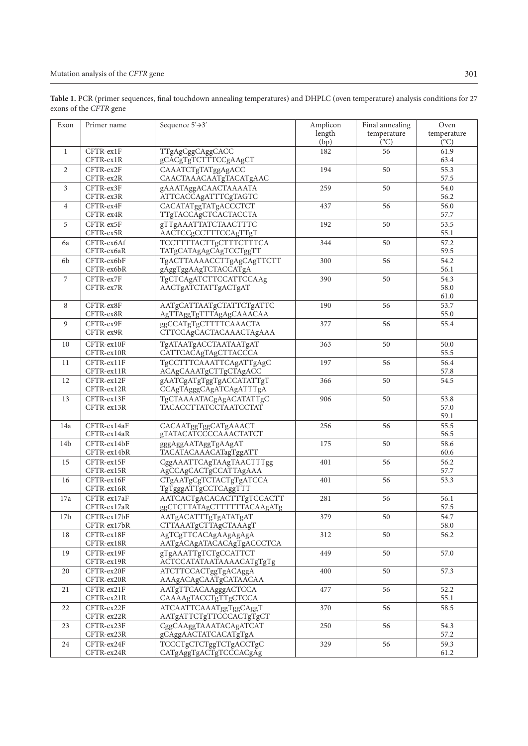**Table 1.** PCR (primer sequences, final touchdown annealing temperatures) and DHPLC (oven temperature) analysis conditions for 27 exons of the *CFTR* gene

| Exon | Primer name | Sequence 5'→3' | Amplicon length (bp) | Final annealing temperature (°C) | Oven temperature (°C) |
|---|---|---|---|---|---|
| 1 | CFTR-ex1F<br>CFTR-ex1R | TTgAgCggCAggCACC<br>gCACgTgTCTTTCCgAAgCT | 182 | 56 | 61.9<br>63.4 |
| 2 | CFTR-ex2F<br>CFTR-ex2R | CAAATCTgTATggAgACC<br>CAACTAAACAATgTACATgAAC | 194 | 50 | 55.3<br>57.5 |
| 3 | CFTR-ex3F<br>CFTR-ex3R | gAAATAggACAACTAAAATA<br>ATTCACCAgATTTCgTAGTC | 259 | 50 | 54.0<br>56.2 |
| 4 | CFTR-ex4F<br>CFTR-ex4R | CACATATggTATgACCCTCT<br>TTgTACCAgCTCACTACCTA | 437 | 56 | 56.0<br>57.7 |
| 5 | CFTR-ex5F<br>CFTR-ex5R | gTTgAAATTATCTAACTTTC<br>AACTCCgCCTTTCCAgTTgT | 192 | 50 | 53.5<br>55.1 |
| 6a | CFTR-ex6Af<br>CFTR-ex6aR | TCCTTTTACTTgCTTTCTTTCA<br>TATgCATAgAgCAgTCCTggTT | 344 | 50 | 57.2<br>59.5 |
| 6b | CFTR-ex6bF<br>CFTR-ex6bR | TgACTTAAAACCTTgAgCAgTTCTT<br>gAggTggAAgTCTACCATgA | 300 | 56 | 54.2<br>56.1 |
| 7 | CFTR-ex7F<br>CFTR-ex7R | TgCTCAgATCTTCCATTCCAAg<br>AACTgATCTATTgACTgAT | 390 | 50 | 54.3<br>58.0<br>61.0 |
| 8 | CFTR-ex8F<br>CFTR-ex8R | AATgCATTAATgCTATTCTgATTC<br>AgTTAggTgTTTAgAgCAAACAA | 190 | 56 | 53.7<br>55.0 |
| 9 | CFTR-ex9F<br>CFTR-ex9R | ggCCATgTgCTTTTCAAACTA<br>CTTCCAgCACTACAAACTAgAAA | 377 | 56 | 55.4 |
| 10 | CFTR-ex10F<br>CFTR-ex10R | TgATAATgACCTAATAATgAT<br>CATTCACAgTAgCTTACCCA | 363 | 50 | 50.0<br>55.5 |
| 11 | CFTR-ex11F<br>CFTR-ex11R | TgCCTTTCAAATTCAgATTgAgC<br>ACAgCAAATgCTTgCTAgACC | 197 | 56 | 56.4<br>57.8 |
| 12 | CFTR-ex12F<br>CFTR-ex12R | gAATCgATgTggTgACCATATTgT<br>CCAgTAgggCAgATCAgATTTgA | 366 | 50 | 54.5 |
| 13 | CFTR-ex13F<br>CFTR-ex13R | TgCTAAAATACgAgACATATTgC<br>TACACCTTATCCTAATCCTAT | 906 | 50 | 53.8<br>57.0<br>59.1 |
| 14a | CFTR-ex14aF<br>CFTR-ex14aR | CACAATggTggCATgAAACT<br>gTATACATCCCCAAACTATCT | 256 | 56 | 55.5<br>56.5 |
| 14b | CFTR-ex14bF<br>CFTR-ex14bR | gggAggAATAggTgAAgAT<br>TACATACAAACATAgTggATT | 175 | 50 | 58.6<br>60.6 |
| 15 | CFTR-ex15F<br>CFTR-ex15R | CggAAATTCAgTAAgTAACTTTgg<br>AgCCAgCACTgCCATTAgAAA | 401 | 56 | 56.2<br>57.7 |
| 16 | CFTR-ex16F<br>CFTR-ex16R | CTgAATgCgTCTACTgTgATCCA<br>TgTgggATTgCCTCAggTTT | 401 | 56 | 53.3 |
| 17a | CFTR-ex17aF<br>CFTR-ex17aR | AATCACTgACACACTTTgTCCACTT<br>ggCTCTTATAgCTTTTTTACAAgATg | 281 | 56 | 56.1<br>57.5 |
| 17b | CFTR-ex17bF<br>CFTR-ex17bR | AATgACATTTgTgATATgAT<br>CTTAAATgCTTAgCTAAAgT | 379 | 50 | 54.7<br>58.0 |
| 18 | CFTR-ex18F<br>CFTR-ex18R | AgTCgTTCACAgAAgAgAgA<br>AATgACAgATACACAgTgACCCTCA | 312 | 50 | 56.2 |
| 19 | CFTR-ex19F<br>CFTR-ex19R | gTgAAATTgTCTgCCATTCT<br>ACTCCATATAATAAAACATgTgTg | 449 | 50 | 57.0 |
| 20 | CFTR-ex20F<br>CFTR-ex20R | ATCTTCCACTggTgACAggA<br>AAAgACAgCAATgCATAACAA | 400 | 50 | 57.3 |
| 21 | CFTR-ex21F<br>CFTR-ex21R | AATgTTCACAAgggACTCCA<br>CAAAAgTACCTgTTgCTCCA | 477 | 56 | 52.2<br>55.1 |
| 22 | CFTR-ex22F<br>CFTR-ex22R | ATCAATTCAAATggTggCAggT<br>AATgATTCTgTTCCCACTgTgCT | 370 | 56 | 58.5 |
| 23 | CFTR-ex23F<br>CFTR-ex23R | CggCAAggTAAATACAgATCAT<br>gCAggAACTATCACATgTgA | 250 | 56 | 54.3<br>57.2 |
| 24 | CFTR-ex24F<br>CFTR-ex24R | TCCCTgCTCTggTCTgACCTgC<br>CATgAggTgACTgTCCCACgAg | 329 | 56 | 59.3<br>61.2 |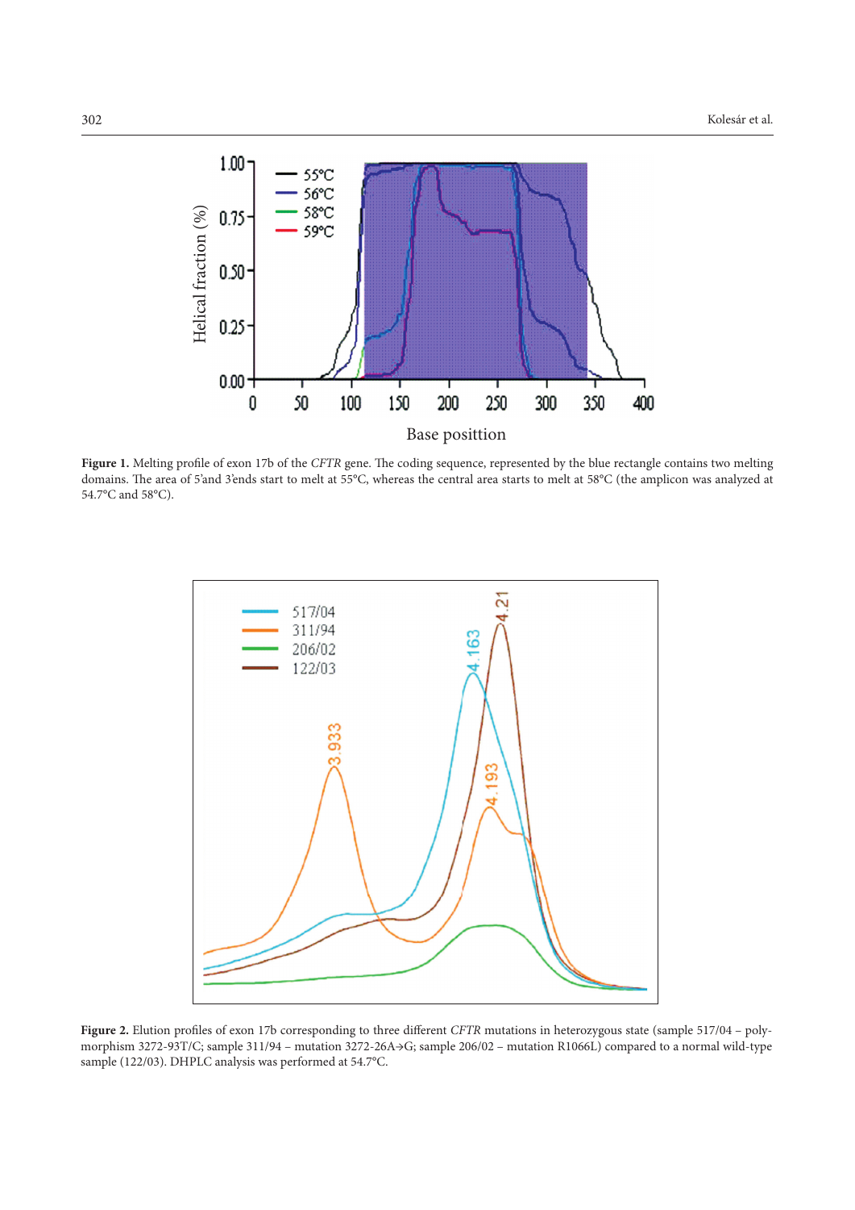**Figure 1.** Melting profile of exon 17b of the *CFTR* gene. The coding sequence, represented by the blue rectangle contains two melting domains. The area of 5'and 3'ends start to melt at 55°C, whereas the central area starts to melt at 58°C (the amplicon was analyzed at 54.7°C and 58°C).

**Figure 2.** Elution profiles of exon 17b corresponding to three different *CFTR* mutations in heterozygous state (sample 517/04 – polymorphism 3272-93T/C; sample 311/94 – mutation 3272-26A→G; sample 206/02 – mutation R1066L) compared to a normal wild-type sample (122/03). DHPLC analysis was performed at 54.7°C.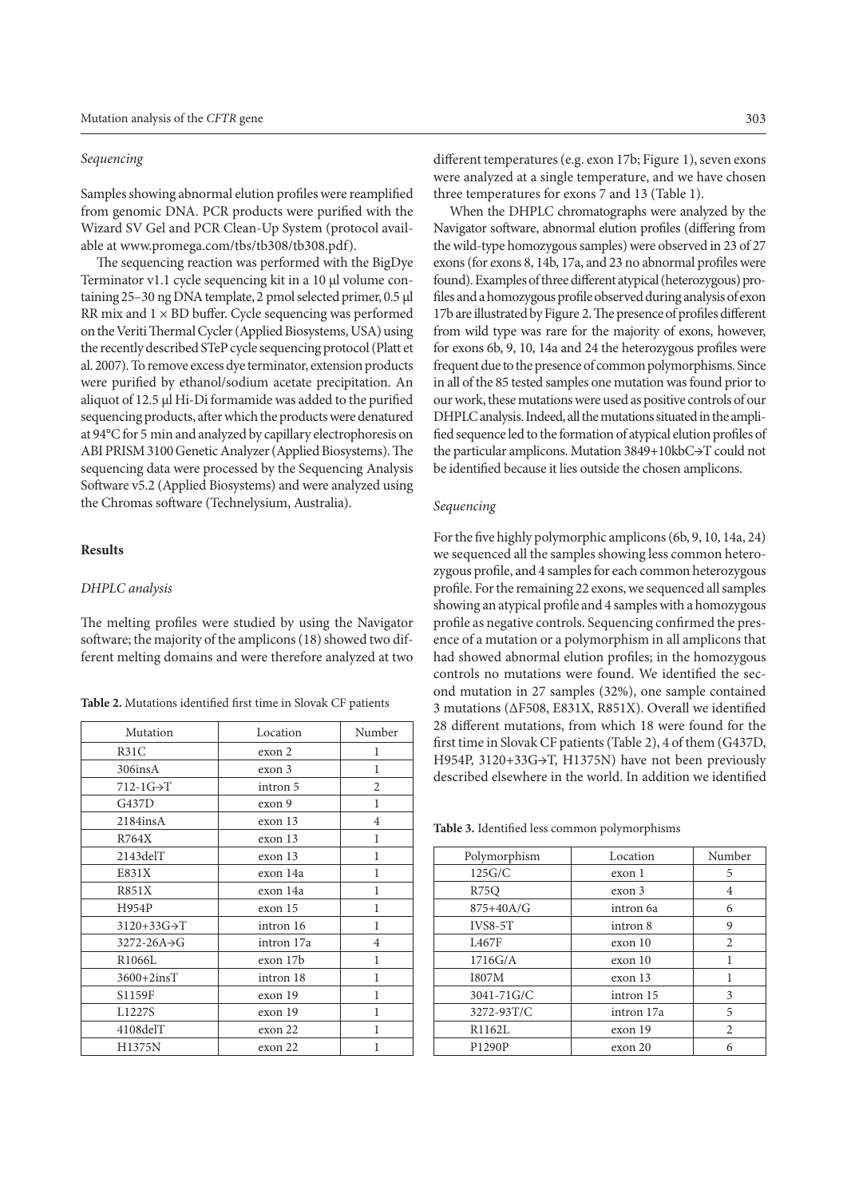### Sequencing

Samples showing abnormal elution profiles were reamplified from genomic DNA. PCR products were purified with the Wizard SV Gel and PCR Clean-Up System (protocol available at www.promega.com/tbs/tb308/tb308.pdf).

The sequencing reaction was performed with the BigDye Terminator v1.1 cycle sequencing kit in a 10 μl volume containing 25–30 ng DNA template, 2 pmol selected primer, 0.5 μl RR mix and 1 × BD buffer. Cycle sequencing was performed on the Veriti Thermal Cycler (Applied Biosystems, USA) using the recently described STeP cycle sequencing protocol (Platt et al. 2007). To remove excess dye terminator, extension products were purified by ethanol/sodium acetate precipitation. An aliquot of 12.5 μl Hi-Di formamide was added to the purified sequencing products, after which the products were denatured at 94°C for 5 min and analyzed by capillary electrophoresis on ABI PRISM 3100 Genetic Analyzer (Applied Biosystems). The sequencing data were processed by the Sequencing Analysis Software v5.2 (Applied Biosystems) and were analyzed using the Chromas software (Technelysium, Australia).

## Results

### DHPLC analysis

The melting profiles were studied by using the Navigator software; the majority of the amplicons (18) showed two different melting domains and were therefore analyzed at two different temperatures (e.g. exon 17b; Figure 1), seven exons were analyzed at a single temperature, and we have chosen three temperatures for exons 7 and 13 (Table 1).

When the DHPLC chromatographs were analyzed by the Navigator software, abnormal elution profiles (differing from the wild-type homozygous samples) were observed in 23 of 27 exons (for exons 8, 14b, 17a, and 23 no abnormal profiles were found). Examples of three different atypical (heterozygous) profiles and a homozygous profile observed during analysis of exon 17b are illustrated by Figure 2. The presence of profiles different from wild type was rare for the majority of exons, however, for exons 6b, 9, 10, 14a and 24 the heterozygous profiles were frequent due to the presence of common polymorphisms. Since in all of the 85 tested samples one mutation was found prior to our work, these mutations were used as positive controls of our DHPLC analysis. Indeed, all the mutations situated in the amplified sequence led to the formation of atypical elution profiles of the particular amplicons. Mutation 3849+10kbC→T could not be identified because it lies outside the chosen amplicons.

### Sequencing

For the five highly polymorphic amplicons (6b, 9, 10, 14a, 24) we sequenced all the samples showing less common heterozygous profile, and 4 samples for each common heterozygous profile. For the remaining 22 exons, we sequenced all samples showing an atypical profile and 4 samples with a homozygous profile as negative controls. Sequencing confirmed the presence of a mutation or a polymorphism in all amplicons that had showed abnormal elution profiles; in the homozygous controls no mutations were found. We identified the second mutation in 27 samples (32%), one sample contained 3 mutations (ΔF508, E831X, R851X). Overall we identified 28 different mutations, from which 18 were found for the first time in Slovak CF patients (Table 2), 4 of them (G437D, H954P, 3120+33G→T, H1375N) have not been previously described elsewhere in the world. In addition we identified

**Table 2.** Mutations identified first time in Slovak CF patients

| Mutation | Location | Number |
|---|---|---|
| R31C | exon 2 | 1 |
| 306insA | exon 3 | 1 |
| 712-1G→T | intron 5 | 2 |
| G437D | exon 9 | 1 |
| 2184insA | exon 13 | 4 |
| R764X | exon 13 | 1 |
| 2143delT | exon 13 | 1 |
| E831X | exon 14a | 1 |
| R851X | exon 14a | 1 |
| H954P | exon 15 | 1 |
| 3120+33G→T | intron 16 | 1 |
| 3272-26A→G | intron 17a | 4 |
| R1066L | exon 17b | 1 |
| 3600+2insT | intron 18 | 1 |
| S1159F | exon 19 | 1 |
| L1227S | exon 19 | 1 |
| 4108delT | exon 22 | 1 |
| H1375N | exon 22 | 1 |

**Table 3.** Identified less common polymorphisms

| Polymorphism | Location | Number |
|---|---|---|
| 125G/C | exon 1 | 5 |
| R75Q | exon 3 | 4 |
| 875+40A/G | intron 6a | 6 |
| IVS8-5T | intron 8 | 9 |
| L467F | exon 10 | 2 |
| 1716G/A | exon 10 | 1 |
| I807M | exon 13 | 1 |
| 3041-71G/C | intron 15 | 3 |
| 3272-93T/C | intron 17a | 5 |
| R1162L | exon 19 | 2 |
| P1290P | exon 20 | 6 |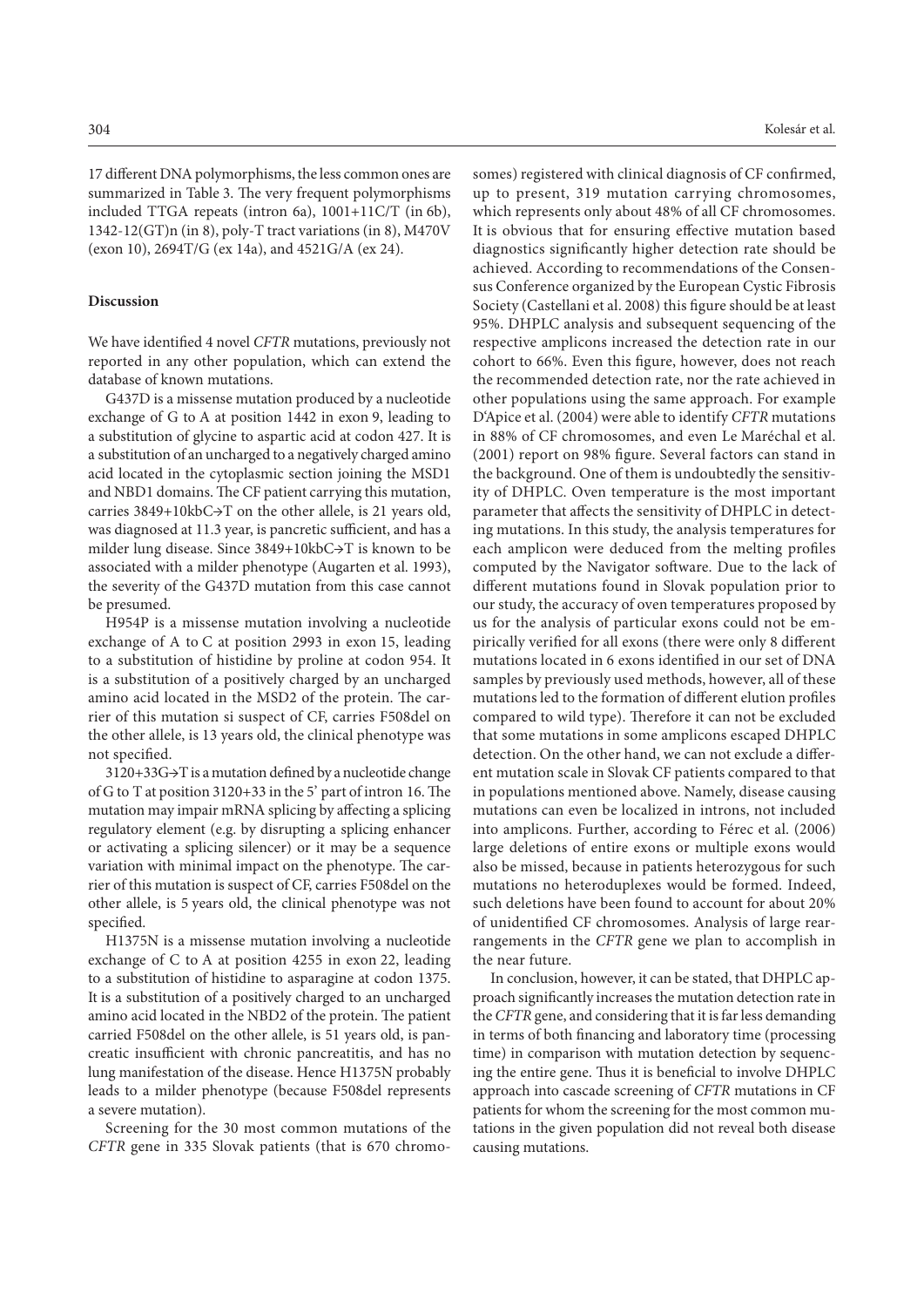17 different DNA polymorphisms, the less common ones are summarized in Table 3. The very frequent polymorphisms included TTGA repeats (intron 6a), 1001+11C/T (in 6b), 1342-12(GT)n (in 8), poly-T tract variations (in 8), M470V (exon 10), 2694T/G (ex 14a), and 4521G/A (ex 24).

## Discussion

We have identified 4 novel *CFTR* mutations, previously not reported in any other population, which can extend the database of known mutations.

G437D is a missense mutation produced by a nucleotide exchange of G to A at position 1442 in exon 9, leading to a substitution of glycine to aspartic acid at codon 427. It is a substitution of an uncharged to a negatively charged amino acid located in the cytoplasmic section joining the MSD1 and NBD1 domains. The CF patient carrying this mutation, carries 3849+10kbC→T on the other allele, is 21 years old, was diagnosed at 11.3 year, is pancretic sufficient, and has a milder lung disease. Since 3849+10kbC→T is known to be associated with a milder phenotype (Augarten et al. 1993), the severity of the G437D mutation from this case cannot be presumed.

H954P is a missense mutation involving a nucleotide exchange of A to C at position 2993 in exon 15, leading to a substitution of histidine by proline at codon 954. It is a substitution of a positively charged by an uncharged amino acid located in the MSD2 of the protein. The carrier of this mutation si suspect of CF, carries F508del on the other allele, is 13 years old, the clinical phenotype was not specified.

3120+33G→T is a mutation defined by a nucleotide change of G to T at position 3120+33 in the 5' part of intron 16. The mutation may impair mRNA splicing by affecting a splicing regulatory element (e.g. by disrupting a splicing enhancer or activating a splicing silencer) or it may be a sequence variation with minimal impact on the phenotype. The carrier of this mutation is suspect of CF, carries F508del on the other allele, is 5 years old, the clinical phenotype was not specified.

H1375N is a missense mutation involving a nucleotide exchange of C to A at position 4255 in exon 22, leading to a substitution of histidine to asparagine at codon 1375. It is a substitution of a positively charged to an uncharged amino acid located in the NBD2 of the protein. The patient carried F508del on the other allele, is 51 years old, is pancreatic insufficient with chronic pancreatitis, and has no lung manifestation of the disease. Hence H1375N probably leads to a milder phenotype (because F508del represents a severe mutation).

Screening for the 30 most common mutations of the *CFTR* gene in 335 Slovak patients (that is 670 chromosomes) registered with clinical diagnosis of CF confirmed, up to present, 319 mutation carrying chromosomes, which represents only about 48% of all CF chromosomes. It is obvious that for ensuring effective mutation based diagnostics significantly higher detection rate should be achieved. According to recommendations of the Consensus Conference organized by the European Cystic Fibrosis Society (Castellani et al. 2008) this figure should be at least 95%. DHPLC analysis and subsequent sequencing of the respective amplicons increased the detection rate in our cohort to 66%. Even this figure, however, does not reach the recommended detection rate, nor the rate achieved in other populations using the same approach. For example D'Apice et al. (2004) were able to identify *CFTR* mutations in 88% of CF chromosomes, and even Le Maréchal et al. (2001) report on 98% figure. Several factors can stand in the background. One of them is undoubtedly the sensitivity of DHPLC. Oven temperature is the most important parameter that affects the sensitivity of DHPLC in detecting mutations. In this study, the analysis temperatures for each amplicon were deduced from the melting profiles computed by the Navigator software. Due to the lack of different mutations found in Slovak population prior to our study, the accuracy of oven temperatures proposed by us for the analysis of particular exons could not be empirically verified for all exons (there were only 8 different mutations located in 6 exons identified in our set of DNA samples by previously used methods, however, all of these mutations led to the formation of different elution profiles compared to wild type). Therefore it can not be excluded that some mutations in some amplicons escaped DHPLC detection. On the other hand, we can not exclude a different mutation scale in Slovak CF patients compared to that in populations mentioned above. Namely, disease causing mutations can even be localized in introns, not included into amplicons. Further, according to Férec et al. (2006) large deletions of entire exons or multiple exons would also be missed, because in patients heterozygous for such mutations no heteroduplexes would be formed. Indeed, such deletions have been found to account for about 20% of unidentified CF chromosomes. Analysis of large rearrangements in the *CFTR* gene we plan to accomplish in the near future.

In conclusion, however, it can be stated, that DHPLC approach significantly increases the mutation detection rate in the *CFTR* gene, and considering that it is far less demanding in terms of both financing and laboratory time (processing time) in comparison with mutation detection by sequencing the entire gene. Thus it is beneficial to involve DHPLC approach into cascade screening of *CFTR* mutations in CF patients for whom the screening for the most common mutations in the given population did not reveal both disease causing mutations.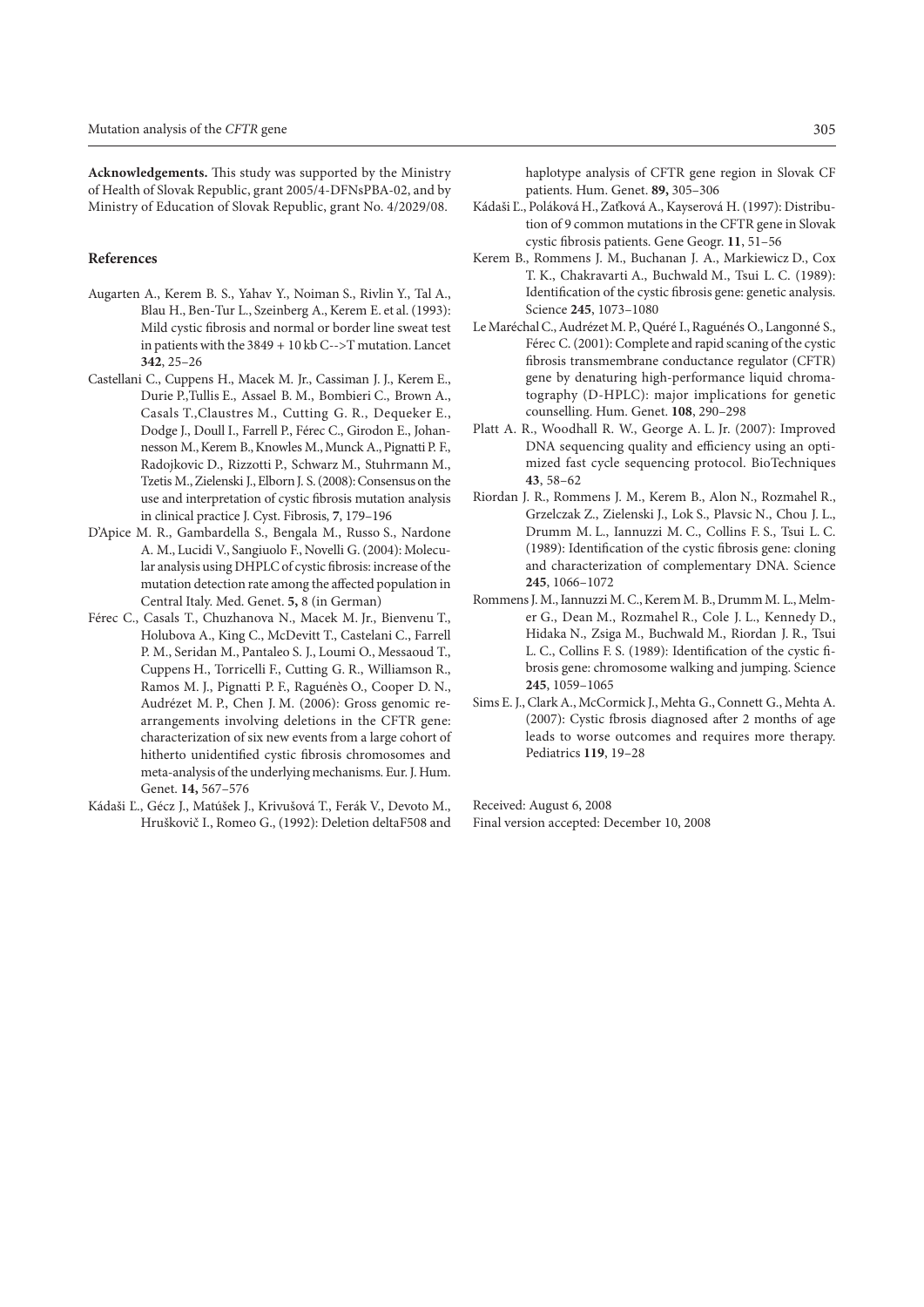**Acknowledgements.** This study was supported by the Ministry of Health of Slovak Republic, grant 2005/4-DFNsPBA-02, and by Ministry of Education of Slovak Republic, grant No. 4/2029/08.

## References

Augarten A., Kerem B. S., Yahav Y., Noiman S., Rivlin Y., Tal A., Blau H., Ben-Tur L., Szeinberg A., Kerem E. et al. (1993): Mild cystic fibrosis and normal or border line sweat test in patients with the 3849 + 10 kb C-->T mutation. Lancet **342**, 25–26

Castellani C., Cuppens H., Macek M. Jr., Cassiman J. J., Kerem E., Durie P.,Tullis E., Assael B. M., Bombieri C., Brown A., Casals T.,Claustres M., Cutting G. R., Dequeker E., Dodge J., Doull I., Farrell P., Férec C., Girodon E., Johannesson M., Kerem B., Knowles M., Munck A., Pignatti P. F., Radojkovic D., Rizzotti P., Schwarz M., Stuhrmann M., Tzetis M., Zielenski J., Elborn J. S. (2008): Consensus on the use and interpretation of cystic fibrosis mutation analysis in clinical practice J. Cyst. Fibrosis, **7**, 179–196

D'Apice M. R., Gambardella S., Bengala M., Russo S., Nardone A. M., Lucidi V., Sangiuolo F., Novelli G. (2004): Molecular analysis using DHPLC of cystic fibrosis: increase of the mutation detection rate among the affected population in Central Italy. Med. Genet. **5,** 8 (in German)

Férec C., Casals T., Chuzhanova N., Macek M. Jr., Bienvenu T., Holubova A., King C., McDevitt T., Castelani C., Farrell P. M., Seridan M., Pantaleo S. J., Loumi O., Messaoud T., Cuppens H., Torricelli F., Cutting G. R., Williamson R., Ramos M. J., Pignatti P. F., Raguénès O., Cooper D. N., Audrézet M. P., Chen J. M. (2006): Gross genomic rearrangements involving deletions in the CFTR gene: characterization of six new events from a large cohort of hitherto unidentified cystic fibrosis chromosomes and meta-analysis of the underlying mechanisms. Eur. J. Hum. Genet. **14,** 567–576

Kádaši Ľ., Gécz J., Matúšek J., Krivušová T., Ferák V., Devoto M., Hruškovič I., Romeo G., (1992): Deletion deltaF508 and haplotype analysis of CFTR gene region in Slovak CF patients. Hum. Genet. **89,** 305–306

Kádaši Ľ., Poláková H., Zaťková A., Kayserová H. (1997): Distribution of 9 common mutations in the CFTR gene in Slovak cystic fibrosis patients. Gene Geogr. **11**, 51–56

Kerem B., Rommens J. M., Buchanan J. A., Markiewicz D., Cox T. K., Chakravarti A., Buchwald M., Tsui L. C. (1989): Identification of the cystic fibrosis gene: genetic analysis. Science **245**, 1073–1080

Le Maréchal C., Audrézet M. P., Quéré I., Raguénés O., Langonné S., Férec C. (2001): Complete and rapid scaning of the cystic fibrosis transmembrane conductance regulator (CFTR) gene by denaturing high-performance liquid chromatography (D-HPLC): major implications for genetic counselling. Hum. Genet. **108**, 290–298

Platt A. R., Woodhall R. W., George A. L. Jr. (2007): Improved DNA sequencing quality and efficiency using an optimized fast cycle sequencing protocol. BioTechniques **43**, 58–62

Riordan J. R., Rommens J. M., Kerem B., Alon N., Rozmahel R., Grzelczak Z., Zielenski J., Lok S., Plavsic N., Chou J. L., Drumm M. L., Iannuzzi M. C., Collins F. S., Tsui L. C. (1989): Identification of the cystic fibrosis gene: cloning and characterization of complementary DNA. Science **245**, 1066–1072

Rommens J. M., Iannuzzi M. C., Kerem M. B., Drumm M. L., Melmer G., Dean M., Rozmahel R., Cole J. L., Kennedy D., Hidaka N., Zsiga M., Buchwald M., Riordan J. R., Tsui L. C., Collins F. S. (1989): Identification of the cystic fibrosis gene: chromosome walking and jumping. Science **245**, 1059–1065

Sims E. J., Clark A., McCormick J., Mehta G., Connett G., Mehta A. (2007): Cystic fbrosis diagnosed after 2 months of age leads to worse outcomes and requires more therapy. Pediatrics **119**, 19–28

Received: August 6, 2008
Final version accepted: December 10, 2008